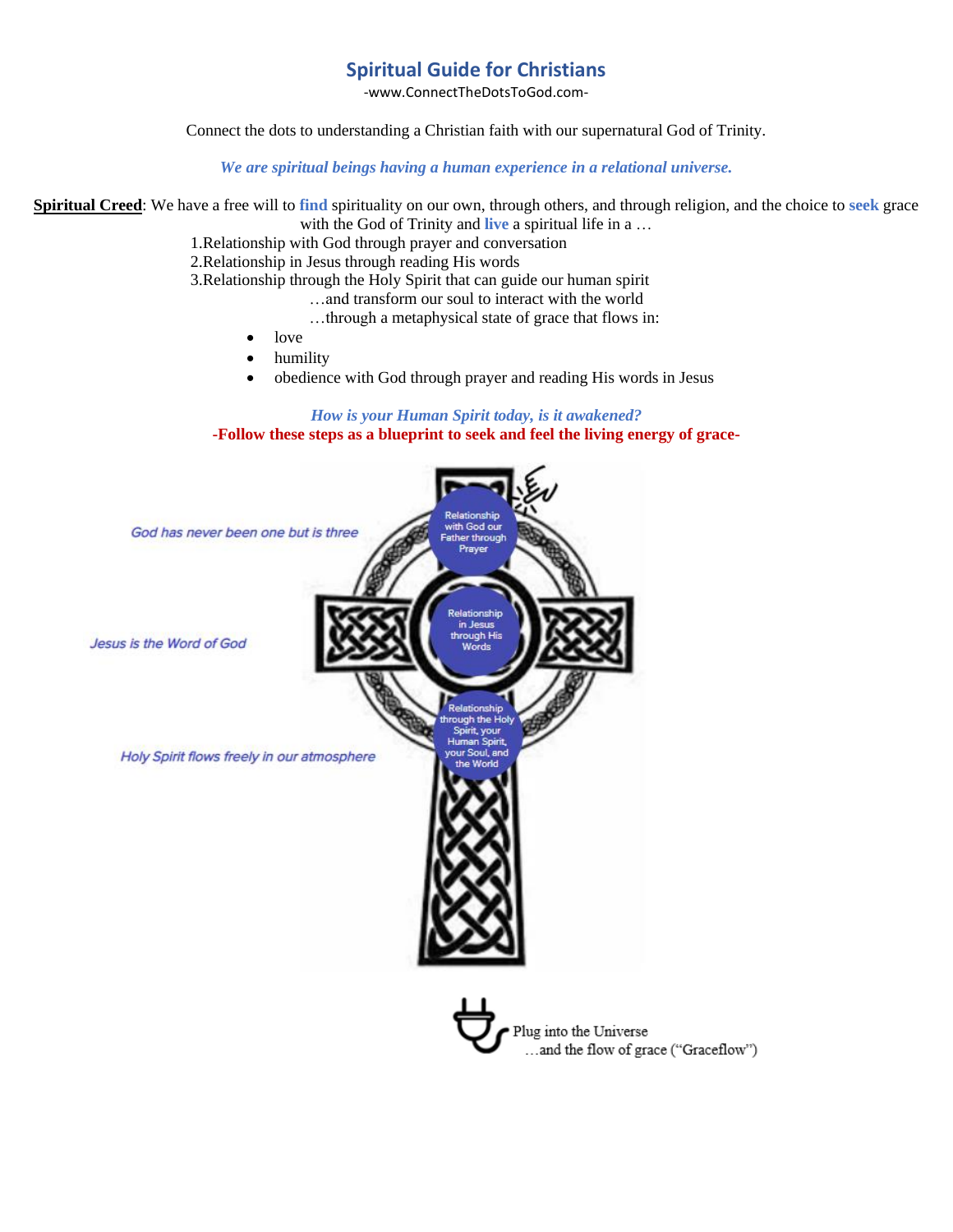# Spiritual Guide for Christians

-www.ConnectTheDotsToGod.com-

Connect the dots to understanding a Christian faith with our supernatural God of Trinity.

***We are spiritual beings having a human experience in a relational universe.***

**Spiritual Creed**: We have a free will to **find** spirituality on our own, through others, and through religion, and the choice to **seek** grace with the God of Trinity and **live** a spiritual life in a …

1. Relationship with God through prayer and conversation
2. Relationship in Jesus through reading His words
3. Relationship through the Holy Spirit that can guide our human spirit

…and transform our soul to interact with the world

…through a metaphysical state of grace that flows in:

- love
- humility
- obedience with God through prayer and reading His words in Jesus

***How is your Human Spirit today, is it awakened?***

**-Follow these steps as a blueprint to seek and feel the living energy of grace-**

*God has never been one but is three*

Relationship with God our Father through Prayer

*Jesus is the Word of God*

Relationship in Jesus through His Words

*Holy Spirit flows freely in our atmosphere*

Relationship through the Holy Spirit, your Human Spirit, your Soul, and the World

Plug into the Universe
…and the flow of grace ("Graceflow")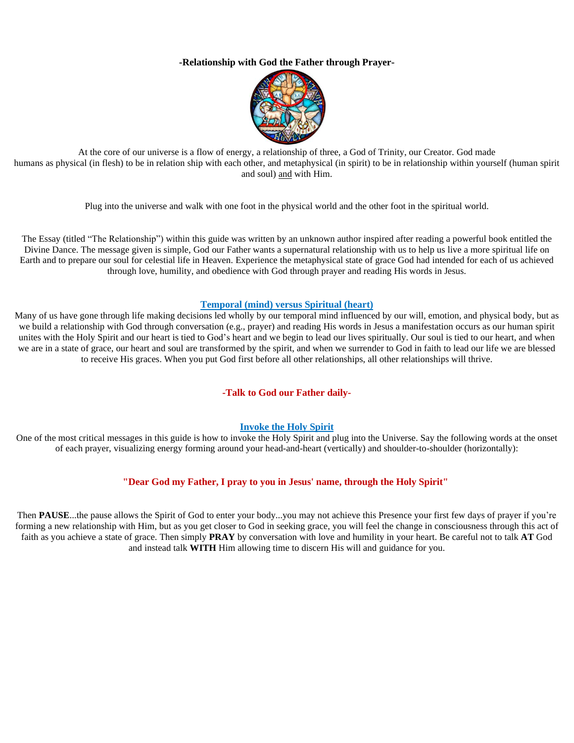**-Relationship with God the Father through Prayer-**

At the core of our universe is a flow of energy, a relationship of three, a God of Trinity, our Creator. God made humans as physical (in flesh) to be in relation ship with each other, and metaphysical (in spirit) to be in relationship within yourself (human spirit and soul) and with Him.

Plug into the universe and walk with one foot in the physical world and the other foot in the spiritual world.

The Essay (titled "The Relationship") within this guide was written by an unknown author inspired after reading a powerful book entitled the Divine Dance. The message given is simple, God our Father wants a supernatural relationship with us to help us live a more spiritual life on Earth and to prepare our soul for celestial life in Heaven. Experience the metaphysical state of grace God had intended for each of us achieved through love, humility, and obedience with God through prayer and reading His words in Jesus.

**Temporal (mind) versus Spiritual (heart)**

Many of us have gone through life making decisions led wholly by our temporal mind influenced by our will, emotion, and physical body, but as we build a relationship with God through conversation (e.g., prayer) and reading His words in Jesus a manifestation occurs as our human spirit unites with the Holy Spirit and our heart is tied to God's heart and we begin to lead our lives spiritually. Our soul is tied to our heart, and when we are in a state of grace, our heart and soul are transformed by the spirit, and when we surrender to God in faith to lead our life we are blessed to receive His graces. When you put God first before all other relationships, all other relationships will thrive.

**-Talk to God our Father daily-**

**Invoke the Holy Spirit**

One of the most critical messages in this guide is how to invoke the Holy Spirit and plug into the Universe. Say the following words at the onset of each prayer, visualizing energy forming around your head-and-heart (vertically) and shoulder-to-shoulder (horizontally):

**"Dear God my Father, I pray to you in Jesus' name, through the Holy Spirit"**

Then **PAUSE**...the pause allows the Spirit of God to enter your body...you may not achieve this Presence your first few days of prayer if you're forming a new relationship with Him, but as you get closer to God in seeking grace, you will feel the change in consciousness through this act of faith as you achieve a state of grace. Then simply **PRAY** by conversation with love and humility in your heart. Be careful not to talk **AT** God and instead talk **WITH** Him allowing time to discern His will and guidance for you.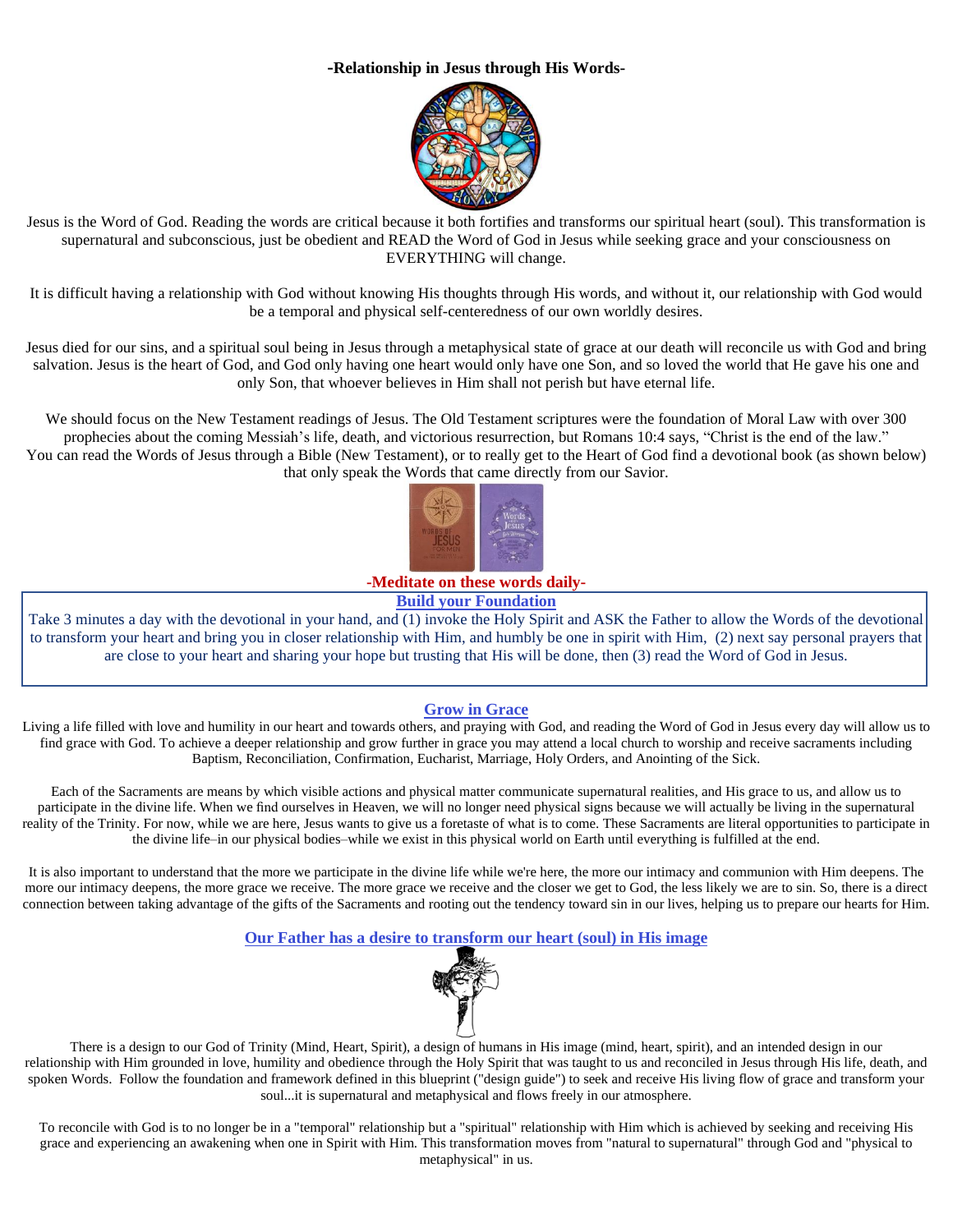**-Relationship in Jesus through His Words-**

Jesus is the Word of God. Reading the words are critical because it both fortifies and transforms our spiritual heart (soul). This transformation is supernatural and subconscious, just be obedient and READ the Word of God in Jesus while seeking grace and your consciousness on EVERYTHING will change.

It is difficult having a relationship with God without knowing His thoughts through His words, and without it, our relationship with God would be a temporal and physical self-centeredness of our own worldly desires.

Jesus died for our sins, and a spiritual soul being in Jesus through a metaphysical state of grace at our death will reconcile us with God and bring salvation. Jesus is the heart of God, and God only having one heart would only have one Son, and so loved the world that He gave his one and only Son, that whoever believes in Him shall not perish but have eternal life.

We should focus on the New Testament readings of Jesus. The Old Testament scriptures were the foundation of Moral Law with over 300 prophecies about the coming Messiah's life, death, and victorious resurrection, but Romans 10:4 says, "Christ is the end of the law." You can read the Words of Jesus through a Bible (New Testament), or to really get to the Heart of God find a devotional book (as shown below) that only speak the Words that came directly from our Savior.

**-Meditate on these words daily-**

**Build your Foundation**

Take 3 minutes a day with the devotional in your hand, and (1) invoke the Holy Spirit and ASK the Father to allow the Words of the devotional to transform your heart and bring you in closer relationship with Him, and humbly be one in spirit with Him, (2) next say personal prayers that are close to your heart and sharing your hope but trusting that His will be done, then (3) read the Word of God in Jesus.

**Grow in Grace**

Living a life filled with love and humility in our heart and towards others, and praying with God, and reading the Word of God in Jesus every day will allow us to find grace with God. To achieve a deeper relationship and grow further in grace you may attend a local church to worship and receive sacraments including Baptism, Reconciliation, Confirmation, Eucharist, Marriage, Holy Orders, and Anointing of the Sick.

Each of the Sacraments are means by which visible actions and physical matter communicate supernatural realities, and His grace to us, and allow us to participate in the divine life. When we find ourselves in Heaven, we will no longer need physical signs because we will actually be living in the supernatural reality of the Trinity. For now, while we are here, Jesus wants to give us a foretaste of what is to come. These Sacraments are literal opportunities to participate in the divine life–in our physical bodies–while we exist in this physical world on Earth until everything is fulfilled at the end.

It is also important to understand that the more we participate in the divine life while we're here, the more our intimacy and communion with Him deepens. The more our intimacy deepens, the more grace we receive. The more grace we receive and the closer we get to God, the less likely we are to sin. So, there is a direct connection between taking advantage of the gifts of the Sacraments and rooting out the tendency toward sin in our lives, helping us to prepare our hearts for Him.

**Our Father has a desire to transform our heart (soul) in His image**

There is a design to our God of Trinity (Mind, Heart, Spirit), a design of humans in His image (mind, heart, spirit), and an intended design in our relationship with Him grounded in love, humility and obedience through the Holy Spirit that was taught to us and reconciled in Jesus through His life, death, and spoken Words. Follow the foundation and framework defined in this blueprint ("design guide") to seek and receive His living flow of grace and transform your soul...it is supernatural and metaphysical and flows freely in our atmosphere.

To reconcile with God is to no longer be in a "temporal" relationship but a "spiritual" relationship with Him which is achieved by seeking and receiving His grace and experiencing an awakening when one in Spirit with Him. This transformation moves from "natural to supernatural" through God and "physical to metaphysical" in us.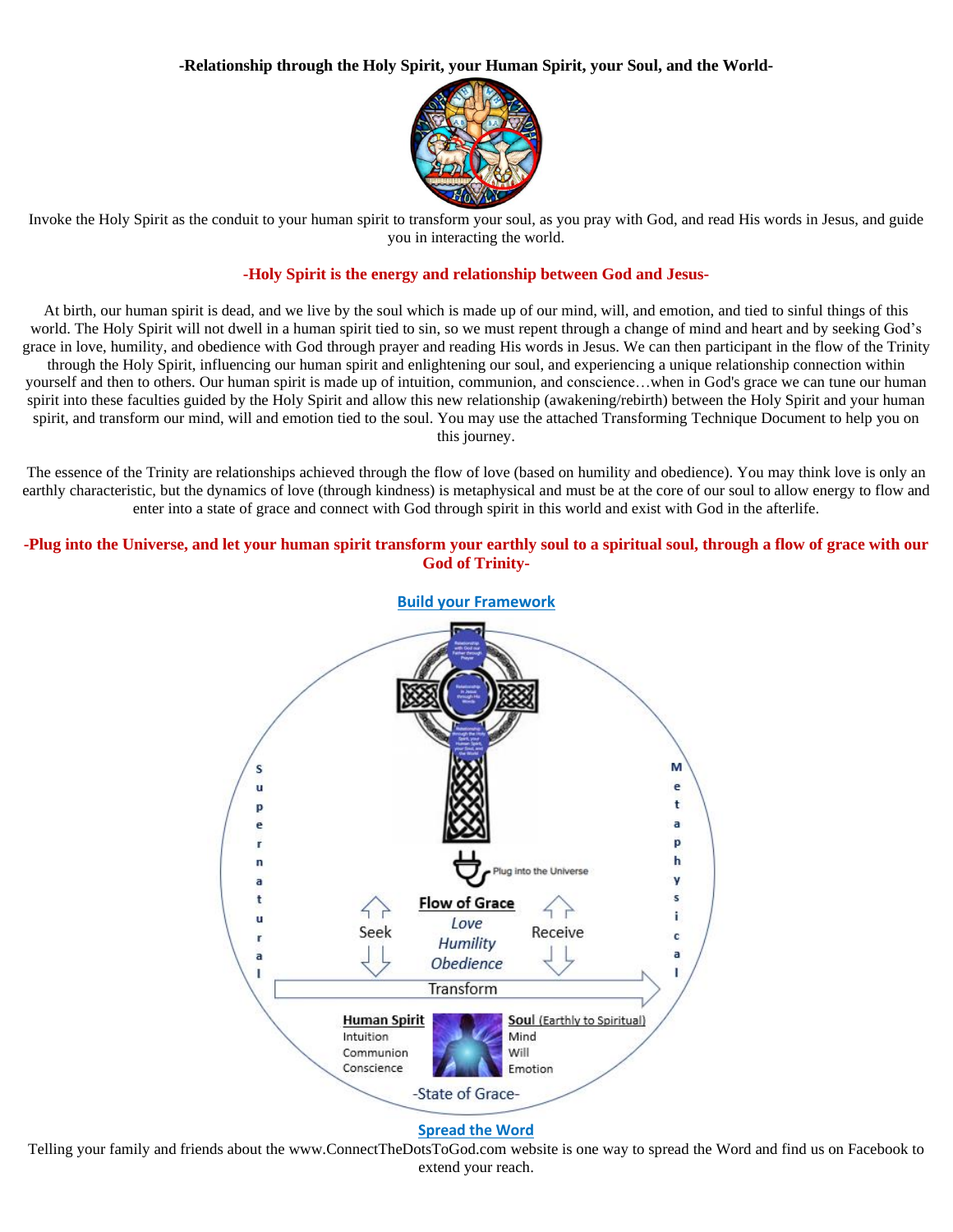**-Relationship through the Holy Spirit, your Human Spirit, your Soul, and the World-**

Invoke the Holy Spirit as the conduit to your human spirit to transform your soul, as you pray with God, and read His words in Jesus, and guide you in interacting the world.

**-Holy Spirit is the energy and relationship between God and Jesus-**

At birth, our human spirit is dead, and we live by the soul which is made up of our mind, will, and emotion, and tied to sinful things of this world. The Holy Spirit will not dwell in a human spirit tied to sin, so we must repent through a change of mind and heart and by seeking God's grace in love, humility, and obedience with God through prayer and reading His words in Jesus. We can then participant in the flow of the Trinity through the Holy Spirit, influencing our human spirit and enlightening our soul, and experiencing a unique relationship connection within yourself and then to others. Our human spirit is made up of intuition, communion, and conscience…when in God's grace we can tune our human spirit into these faculties guided by the Holy Spirit and allow this new relationship (awakening/rebirth) between the Holy Spirit and your human spirit, and transform our mind, will and emotion tied to the soul. You may use the attached Transforming Technique Document to help you on this journey.

The essence of the Trinity are relationships achieved through the flow of love (based on humility and obedience). You may think love is only an earthly characteristic, but the dynamics of love (through kindness) is metaphysical and must be at the core of our soul to allow energy to flow and enter into a state of grace and connect with God through spirit in this world and exist with God in the afterlife.

**-Plug into the Universe, and let your human spirit transform your earthly soul to a spiritual soul, through a flow of grace with our God of Trinity-**

**Build your Framework**

Supernatural — Metaphysical

Plug into the Universe

**Flow of Grace**
*Love*
*Humility*
*Obedience*

Seek — Receive

Transform

**Human Spirit**
Intuition
Communion
Conscience

**Soul** (Earthly to Spiritual)
Mind
Will
Emotion

-State of Grace-

**Spread the Word**

Telling your family and friends about the www.ConnectTheDotsToGod.com website is one way to spread the Word and find us on Facebook to extend your reach.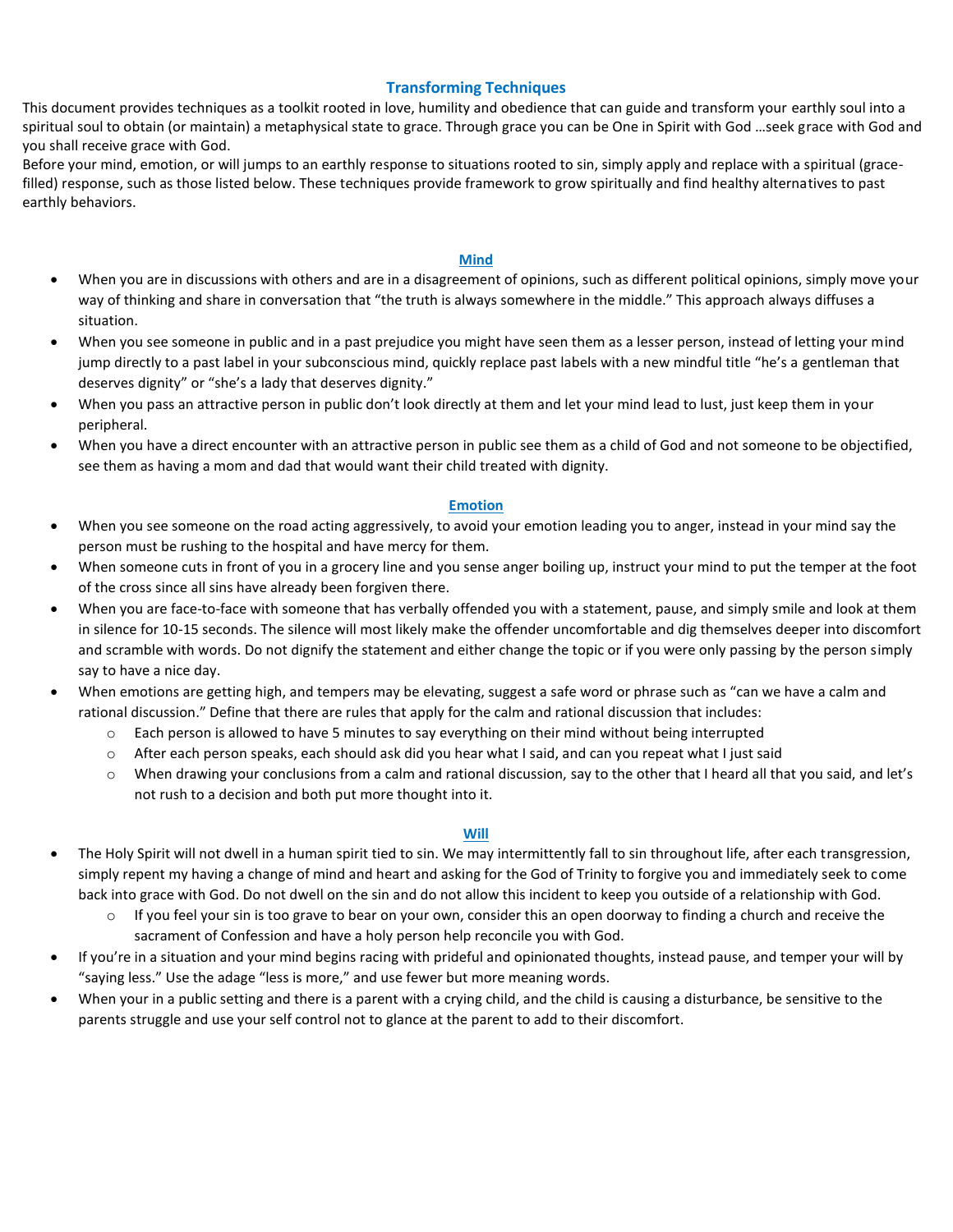## Transforming Techniques

This document provides techniques as a toolkit rooted in love, humility and obedience that can guide and transform your earthly soul into a spiritual soul to obtain (or maintain) a metaphysical state to grace. Through grace you can be One in Spirit with God …seek grace with God and you shall receive grace with God.

Before your mind, emotion, or will jumps to an earthly response to situations rooted to sin, simply apply and replace with a spiritual (grace-filled) response, such as those listed below. These techniques provide framework to grow spiritually and find healthy alternatives to past earthly behaviors.

### Mind

- When you are in discussions with others and are in a disagreement of opinions, such as different political opinions, simply move your way of thinking and share in conversation that "the truth is always somewhere in the middle." This approach always diffuses a situation.
- When you see someone in public and in a past prejudice you might have seen them as a lesser person, instead of letting your mind jump directly to a past label in your subconscious mind, quickly replace past labels with a new mindful title "he's a gentleman that deserves dignity" or "she's a lady that deserves dignity."
- When you pass an attractive person in public don't look directly at them and let your mind lead to lust, just keep them in your peripheral.
- When you have a direct encounter with an attractive person in public see them as a child of God and not someone to be objectified, see them as having a mom and dad that would want their child treated with dignity.

### Emotion

- When you see someone on the road acting aggressively, to avoid your emotion leading you to anger, instead in your mind say the person must be rushing to the hospital and have mercy for them.
- When someone cuts in front of you in a grocery line and you sense anger boiling up, instruct your mind to put the temper at the foot of the cross since all sins have already been forgiven there.
- When you are face-to-face with someone that has verbally offended you with a statement, pause, and simply smile and look at them in silence for 10-15 seconds. The silence will most likely make the offender uncomfortable and dig themselves deeper into discomfort and scramble with words. Do not dignify the statement and either change the topic or if you were only passing by the person simply say to have a nice day.
- When emotions are getting high, and tempers may be elevating, suggest a safe word or phrase such as "can we have a calm and rational discussion." Define that there are rules that apply for the calm and rational discussion that includes:
  - Each person is allowed to have 5 minutes to say everything on their mind without being interrupted
  - After each person speaks, each should ask did you hear what I said, and can you repeat what I just said
  - When drawing your conclusions from a calm and rational discussion, say to the other that I heard all that you said, and let's not rush to a decision and both put more thought into it.

### Will

- The Holy Spirit will not dwell in a human spirit tied to sin. We may intermittently fall to sin throughout life, after each transgression, simply repent my having a change of mind and heart and asking for the God of Trinity to forgive you and immediately seek to come back into grace with God. Do not dwell on the sin and do not allow this incident to keep you outside of a relationship with God.
  - If you feel your sin is too grave to bear on your own, consider this an open doorway to finding a church and receive the sacrament of Confession and have a holy person help reconcile you with God.
- If you're in a situation and your mind begins racing with prideful and opinionated thoughts, instead pause, and temper your will by "saying less." Use the adage "less is more," and use fewer but more meaning words.
- When your in a public setting and there is a parent with a crying child, and the child is causing a disturbance, be sensitive to the parents struggle and use your self control not to glance at the parent to add to their discomfort.